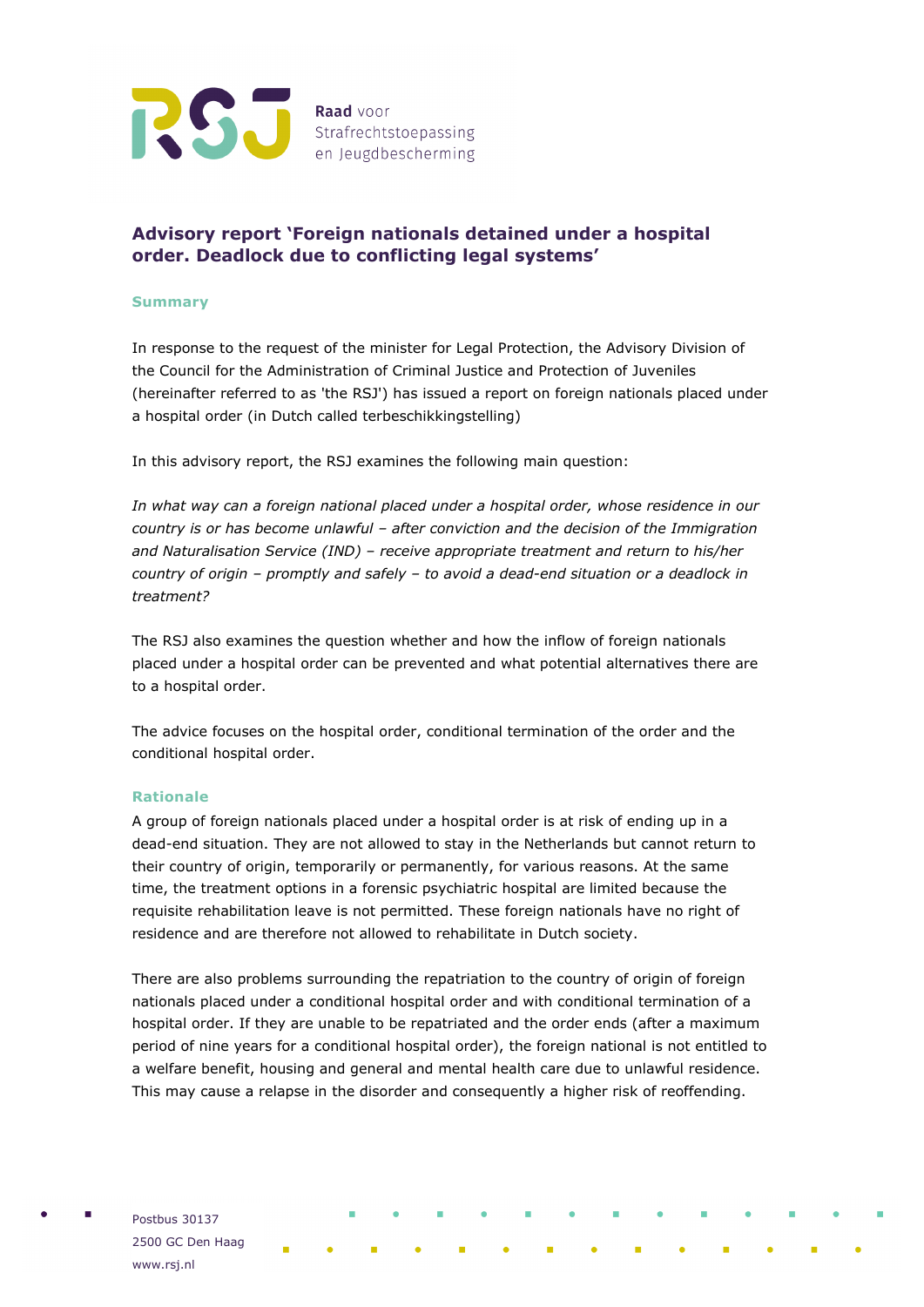Raad voor Strafrechtstoepassing en Jeugdbescherming

# Advisory report 'Foreign nationals detained under a hospital order. Deadlock due to conflicting legal systems'

## Summary

In response to the request of the minister for Legal Protection, the Advisory Division of the Council for the Administration of Criminal Justice and Protection of Juveniles (hereinafter referred to as 'the RSJ') has issued a report on foreign nationals placed under a hospital order (in Dutch called terbeschikkingstelling)

In this advisory report, the RSJ examines the following main question:

*In what way can a foreign national placed under a hospital order, whose residence in our country is or has become unlawful – after conviction and the decision of the Immigration and Naturalisation Service (IND) – receive appropriate treatment and return to his/her country of origin – promptly and safely – to avoid a dead-end situation or a deadlock in treatment?*

The RSJ also examines the question whether and how the inflow of foreign nationals placed under a hospital order can be prevented and what potential alternatives there are to a hospital order.

The advice focuses on the hospital order, conditional termination of the order and the conditional hospital order.

## Rationale

A group of foreign nationals placed under a hospital order is at risk of ending up in a dead-end situation. They are not allowed to stay in the Netherlands but cannot return to their country of origin, temporarily or permanently, for various reasons. At the same time, the treatment options in a forensic psychiatric hospital are limited because the requisite rehabilitation leave is not permitted. These foreign nationals have no right of residence and are therefore not allowed to rehabilitate in Dutch society.

There are also problems surrounding the repatriation to the country of origin of foreign nationals placed under a conditional hospital order and with conditional termination of a hospital order. If they are unable to be repatriated and the order ends (after a maximum period of nine years for a conditional hospital order), the foreign national is not entitled to a welfare benefit, housing and general and mental health care due to unlawful residence. This may cause a relapse in the disorder and consequently a higher risk of reoffending.

Postbus 30137
2500 GC Den Haag
www.rsj.nl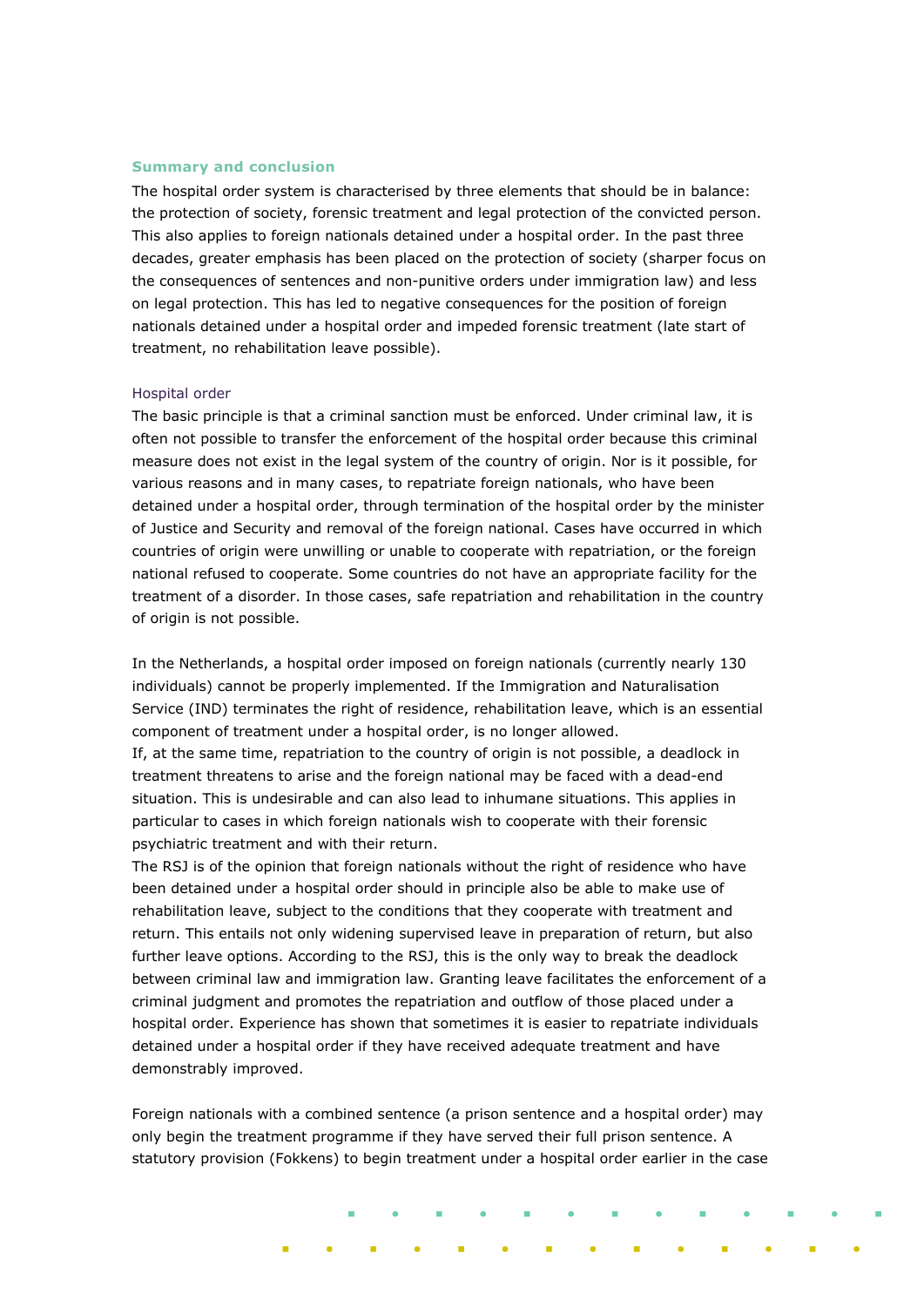## Summary and conclusion

The hospital order system is characterised by three elements that should be in balance: the protection of society, forensic treatment and legal protection of the convicted person. This also applies to foreign nationals detained under a hospital order. In the past three decades, greater emphasis has been placed on the protection of society (sharper focus on the consequences of sentences and non-punitive orders under immigration law) and less on legal protection. This has led to negative consequences for the position of foreign nationals detained under a hospital order and impeded forensic treatment (late start of treatment, no rehabilitation leave possible).

### Hospital order

The basic principle is that a criminal sanction must be enforced. Under criminal law, it is often not possible to transfer the enforcement of the hospital order because this criminal measure does not exist in the legal system of the country of origin. Nor is it possible, for various reasons and in many cases, to repatriate foreign nationals, who have been detained under a hospital order, through termination of the hospital order by the minister of Justice and Security and removal of the foreign national. Cases have occurred in which countries of origin were unwilling or unable to cooperate with repatriation, or the foreign national refused to cooperate. Some countries do not have an appropriate facility for the treatment of a disorder. In those cases, safe repatriation and rehabilitation in the country of origin is not possible.

In the Netherlands, a hospital order imposed on foreign nationals (currently nearly 130 individuals) cannot be properly implemented. If the Immigration and Naturalisation Service (IND) terminates the right of residence, rehabilitation leave, which is an essential component of treatment under a hospital order, is no longer allowed.
If, at the same time, repatriation to the country of origin is not possible, a deadlock in treatment threatens to arise and the foreign national may be faced with a dead-end situation. This is undesirable and can also lead to inhumane situations. This applies in particular to cases in which foreign nationals wish to cooperate with their forensic psychiatric treatment and with their return.
The RSJ is of the opinion that foreign nationals without the right of residence who have been detained under a hospital order should in principle also be able to make use of rehabilitation leave, subject to the conditions that they cooperate with treatment and return. This entails not only widening supervised leave in preparation of return, but also further leave options. According to the RSJ, this is the only way to break the deadlock between criminal law and immigration law. Granting leave facilitates the enforcement of a criminal judgment and promotes the repatriation and outflow of those placed under a hospital order. Experience has shown that sometimes it is easier to repatriate individuals detained under a hospital order if they have received adequate treatment and have demonstrably improved.

Foreign nationals with a combined sentence (a prison sentence and a hospital order) may only begin the treatment programme if they have served their full prison sentence. A statutory provision (Fokkens) to begin treatment under a hospital order earlier in the case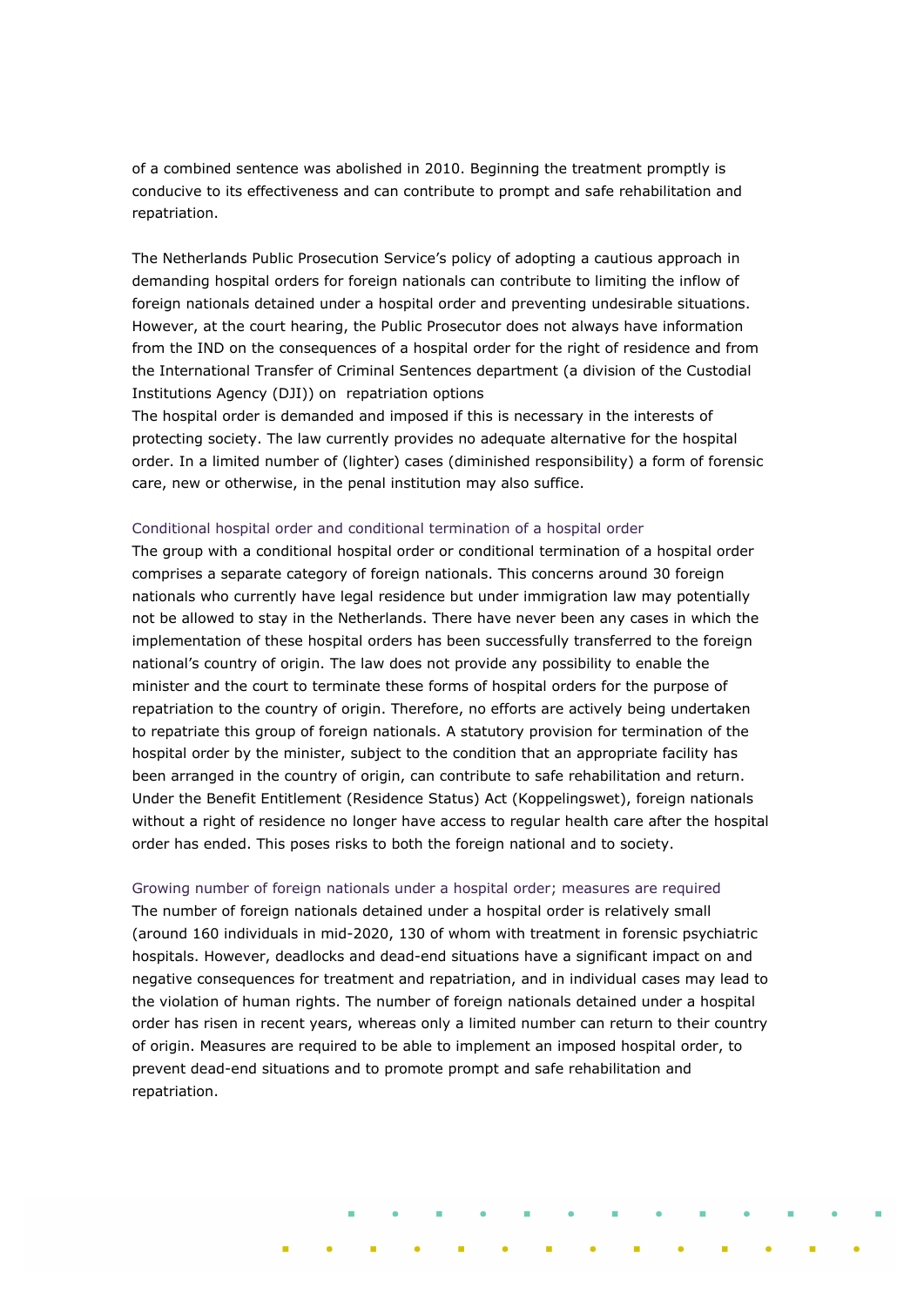of a combined sentence was abolished in 2010. Beginning the treatment promptly is conducive to its effectiveness and can contribute to prompt and safe rehabilitation and repatriation.

The Netherlands Public Prosecution Service's policy of adopting a cautious approach in demanding hospital orders for foreign nationals can contribute to limiting the inflow of foreign nationals detained under a hospital order and preventing undesirable situations. However, at the court hearing, the Public Prosecutor does not always have information from the IND on the consequences of a hospital order for the right of residence and from the International Transfer of Criminal Sentences department (a division of the Custodial Institutions Agency (DJI)) on repatriation options

The hospital order is demanded and imposed if this is necessary in the interests of protecting society. The law currently provides no adequate alternative for the hospital order. In a limited number of (lighter) cases (diminished responsibility) a form of forensic care, new or otherwise, in the penal institution may also suffice.

### Conditional hospital order and conditional termination of a hospital order

The group with a conditional hospital order or conditional termination of a hospital order comprises a separate category of foreign nationals. This concerns around 30 foreign nationals who currently have legal residence but under immigration law may potentially not be allowed to stay in the Netherlands. There have never been any cases in which the implementation of these hospital orders has been successfully transferred to the foreign national's country of origin. The law does not provide any possibility to enable the minister and the court to terminate these forms of hospital orders for the purpose of repatriation to the country of origin. Therefore, no efforts are actively being undertaken to repatriate this group of foreign nationals. A statutory provision for termination of the hospital order by the minister, subject to the condition that an appropriate facility has been arranged in the country of origin, can contribute to safe rehabilitation and return. Under the Benefit Entitlement (Residence Status) Act (Koppelingswet), foreign nationals without a right of residence no longer have access to regular health care after the hospital order has ended. This poses risks to both the foreign national and to society.

### Growing number of foreign nationals under a hospital order; measures are required

The number of foreign nationals detained under a hospital order is relatively small (around 160 individuals in mid-2020, 130 of whom with treatment in forensic psychiatric hospitals. However, deadlocks and dead-end situations have a significant impact on and negative consequences for treatment and repatriation, and in individual cases may lead to the violation of human rights. The number of foreign nationals detained under a hospital order has risen in recent years, whereas only a limited number can return to their country of origin. Measures are required to be able to implement an imposed hospital order, to prevent dead-end situations and to promote prompt and safe rehabilitation and repatriation.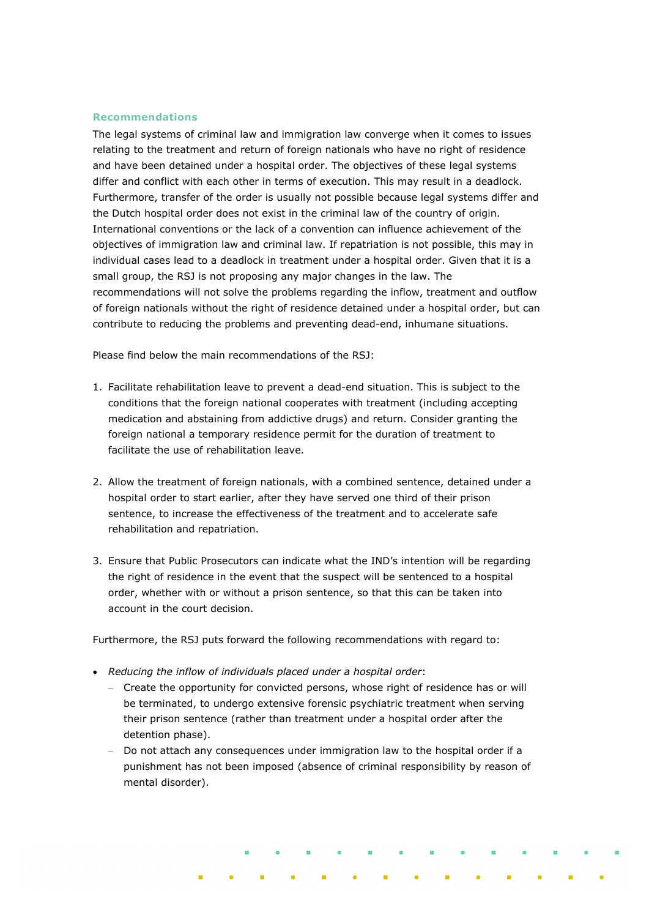## Recommendations

The legal systems of criminal law and immigration law converge when it comes to issues relating to the treatment and return of foreign nationals who have no right of residence and have been detained under a hospital order. The objectives of these legal systems differ and conflict with each other in terms of execution. This may result in a deadlock. Furthermore, transfer of the order is usually not possible because legal systems differ and the Dutch hospital order does not exist in the criminal law of the country of origin. International conventions or the lack of a convention can influence achievement of the objectives of immigration law and criminal law. If repatriation is not possible, this may in individual cases lead to a deadlock in treatment under a hospital order. Given that it is a small group, the RSJ is not proposing any major changes in the law. The recommendations will not solve the problems regarding the inflow, treatment and outflow of foreign nationals without the right of residence detained under a hospital order, but can contribute to reducing the problems and preventing dead-end, inhumane situations.

Please find below the main recommendations of the RSJ:

1. Facilitate rehabilitation leave to prevent a dead-end situation. This is subject to the conditions that the foreign national cooperates with treatment (including accepting medication and abstaining from addictive drugs) and return. Consider granting the foreign national a temporary residence permit for the duration of treatment to facilitate the use of rehabilitation leave.

2. Allow the treatment of foreign nationals, with a combined sentence, detained under a hospital order to start earlier, after they have served one third of their prison sentence, to increase the effectiveness of the treatment and to accelerate safe rehabilitation and repatriation.

3. Ensure that Public Prosecutors can indicate what the IND's intention will be regarding the right of residence in the event that the suspect will be sentenced to a hospital order, whether with or without a prison sentence, so that this can be taken into account in the court decision.

Furthermore, the RSJ puts forward the following recommendations with regard to:

- *Reducing the inflow of individuals placed under a hospital order*:
  - Create the opportunity for convicted persons, whose right of residence has or will be terminated, to undergo extensive forensic psychiatric treatment when serving their prison sentence (rather than treatment under a hospital order after the detention phase).
  - Do not attach any consequences under immigration law to the hospital order if a punishment has not been imposed (absence of criminal responsibility by reason of mental disorder).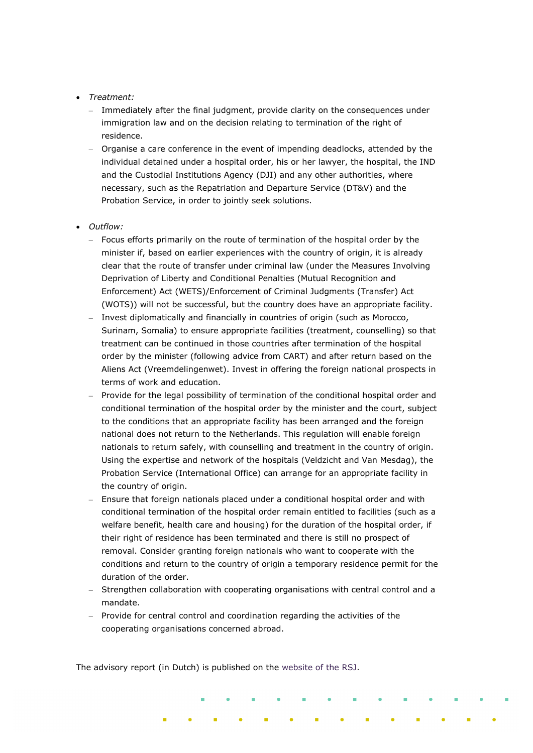- *Treatment:*
  - Immediately after the final judgment, provide clarity on the consequences under immigration law and on the decision relating to termination of the right of residence.
  - Organise a care conference in the event of impending deadlocks, attended by the individual detained under a hospital order, his or her lawyer, the hospital, the IND and the Custodial Institutions Agency (DJI) and any other authorities, where necessary, such as the Repatriation and Departure Service (DT&V) and the Probation Service, in order to jointly seek solutions.

- *Outflow:*
  - Focus efforts primarily on the route of termination of the hospital order by the minister if, based on earlier experiences with the country of origin, it is already clear that the route of transfer under criminal law (under the Measures Involving Deprivation of Liberty and Conditional Penalties (Mutual Recognition and Enforcement) Act (WETS)/Enforcement of Criminal Judgments (Transfer) Act (WOTS)) will not be successful, but the country does have an appropriate facility.
  - Invest diplomatically and financially in countries of origin (such as Morocco, Surinam, Somalia) to ensure appropriate facilities (treatment, counselling) so that treatment can be continued in those countries after termination of the hospital order by the minister (following advice from CART) and after return based on the Aliens Act (Vreemdelingenwet). Invest in offering the foreign national prospects in terms of work and education.
  - Provide for the legal possibility of termination of the conditional hospital order and conditional termination of the hospital order by the minister and the court, subject to the conditions that an appropriate facility has been arranged and the foreign national does not return to the Netherlands. This regulation will enable foreign nationals to return safely, with counselling and treatment in the country of origin. Using the expertise and network of the hospitals (Veldzicht and Van Mesdag), the Probation Service (International Office) can arrange for an appropriate facility in the country of origin.
  - Ensure that foreign nationals placed under a conditional hospital order and with conditional termination of the hospital order remain entitled to facilities (such as a welfare benefit, health care and housing) for the duration of the hospital order, if their right of residence has been terminated and there is still no prospect of removal. Consider granting foreign nationals who want to cooperate with the conditions and return to the country of origin a temporary residence permit for the duration of the order.
  - Strengthen collaboration with cooperating organisations with central control and a mandate.
  - Provide for central control and coordination regarding the activities of the cooperating organisations concerned abroad.

The advisory report (in Dutch) is published on the website of the RSJ.